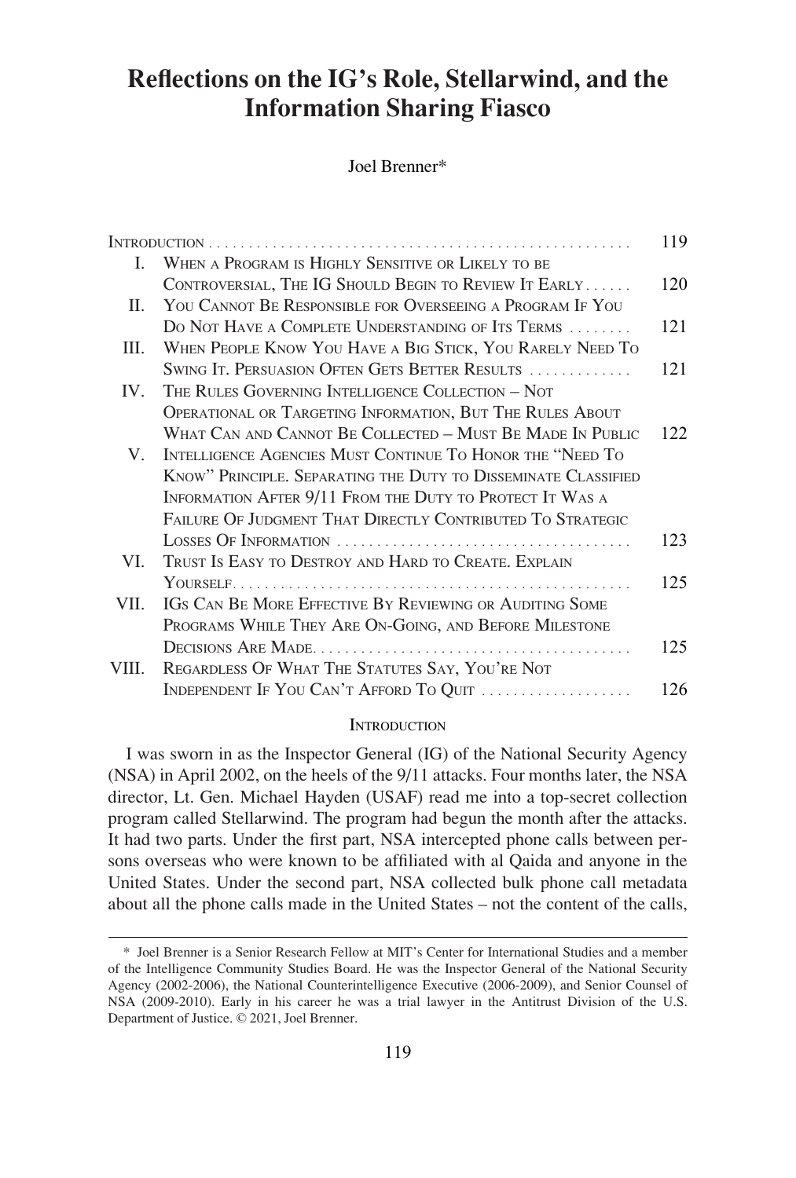# Reflections on the IG's Role, Stellarwind, and the Information Sharing Fiasco

Joel Brenner*

| | | |
|---|---|---|
| | INTRODUCTION | 119 |
| I. | WHEN A PROGRAM IS HIGHLY SENSITIVE OR LIKELY TO BE CONTROVERSIAL, THE IG SHOULD BEGIN TO REVIEW IT EARLY | 120 |
| II. | YOU CANNOT BE RESPONSIBLE FOR OVERSEEING A PROGRAM IF YOU DO NOT HAVE A COMPLETE UNDERSTANDING OF ITS TERMS | 121 |
| III. | WHEN PEOPLE KNOW YOU HAVE A BIG STICK, YOU RARELY NEED TO SWING IT. PERSUASION OFTEN GETS BETTER RESULTS | 121 |
| IV. | THE RULES GOVERNING INTELLIGENCE COLLECTION – NOT OPERATIONAL OR TARGETING INFORMATION, BUT THE RULES ABOUT WHAT CAN AND CANNOT BE COLLECTED – MUST BE MADE IN PUBLIC | 122 |
| V. | INTELLIGENCE AGENCIES MUST CONTINUE TO HONOR THE "NEED TO KNOW" PRINCIPLE. SEPARATING THE DUTY TO DISSEMINATE CLASSIFIED INFORMATION AFTER 9/11 FROM THE DUTY TO PROTECT IT WAS A FAILURE OF JUDGMENT THAT DIRECTLY CONTRIBUTED TO STRATEGIC LOSSES OF INFORMATION | 123 |
| VI. | TRUST IS EASY TO DESTROY AND HARD TO CREATE. EXPLAIN YOURSELF | 125 |
| VII. | IGS CAN BE MORE EFFECTIVE BY REVIEWING OR AUDITING SOME PROGRAMS WHILE THEY ARE ON-GOING, AND BEFORE MILESTONE DECISIONS ARE MADE | 125 |
| VIII. | REGARDLESS OF WHAT THE STATUTES SAY, YOU'RE NOT INDEPENDENT IF YOU CAN'T AFFORD TO QUIT | 126 |

## INTRODUCTION

I was sworn in as the Inspector General (IG) of the National Security Agency (NSA) in April 2002, on the heels of the 9/11 attacks. Four months later, the NSA director, Lt. Gen. Michael Hayden (USAF) read me into a top-secret collection program called Stellarwind. The program had begun the month after the attacks. It had two parts. Under the first part, NSA intercepted phone calls between persons overseas who were known to be affiliated with al Qaida and anyone in the United States. Under the second part, NSA collected bulk phone call metadata about all the phone calls made in the United States – not the content of the calls,

---

* Joel Brenner is a Senior Research Fellow at MIT's Center for International Studies and a member of the Intelligence Community Studies Board. He was the Inspector General of the National Security Agency (2002-2006), the National Counterintelligence Executive (2006-2009), and Senior Counsel of NSA (2009-2010). Early in his career he was a trial lawyer in the Antitrust Division of the U.S. Department of Justice. © 2021, Joel Brenner.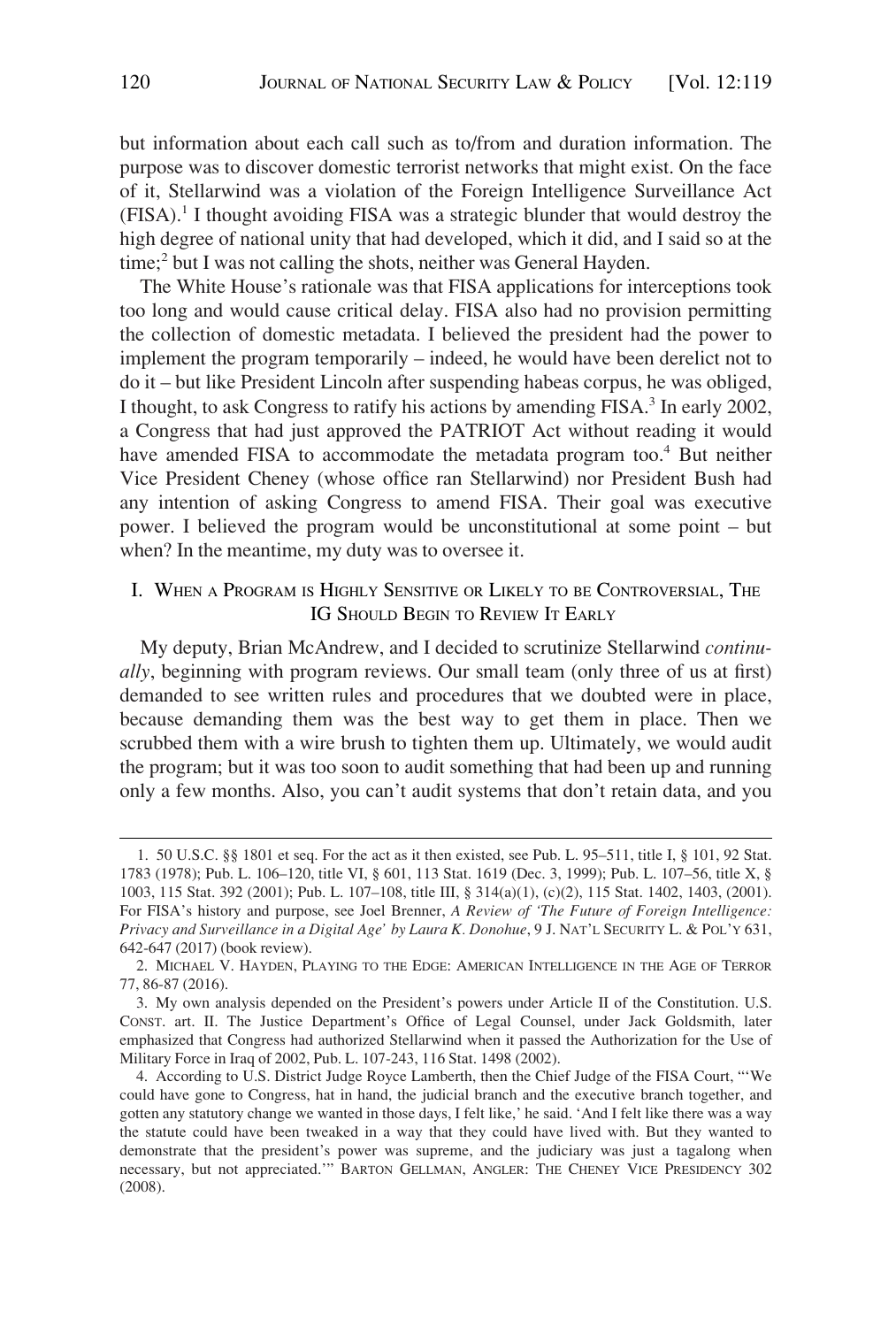but information about each call such as to/from and duration information. The purpose was to discover domestic terrorist networks that might exist. On the face of it, Stellarwind was a violation of the Foreign Intelligence Surveillance Act (FISA).[1] I thought avoiding FISA was a strategic blunder that would destroy the high degree of national unity that had developed, which it did, and I said so at the time;[2] but I was not calling the shots, neither was General Hayden.

The White House's rationale was that FISA applications for interceptions took too long and would cause critical delay. FISA also had no provision permitting the collection of domestic metadata. I believed the president had the power to implement the program temporarily – indeed, he would have been derelict not to do it – but like President Lincoln after suspending habeas corpus, he was obliged, I thought, to ask Congress to ratify his actions by amending FISA.[3] In early 2002, a Congress that had just approved the PATRIOT Act without reading it would have amended FISA to accommodate the metadata program too.[4] But neither Vice President Cheney (whose office ran Stellarwind) nor President Bush had any intention of asking Congress to amend FISA. Their goal was executive power. I believed the program would be unconstitutional at some point – but when? In the meantime, my duty was to oversee it.

## I. When a Program is Highly Sensitive or Likely to be Controversial, The IG Should Begin to Review It Early

My deputy, Brian McAndrew, and I decided to scrutinize Stellarwind *continually*, beginning with program reviews. Our small team (only three of us at first) demanded to see written rules and procedures that we doubted were in place, because demanding them was the best way to get them in place. Then we scrubbed them with a wire brush to tighten them up. Ultimately, we would audit the program; but it was too soon to audit something that had been up and running only a few months. Also, you can't audit systems that don't retain data, and you

---

1. 50 U.S.C. §§ 1801 et seq. For the act as it then existed, see Pub. L. 95–511, title I, § 101, 92 Stat. 1783 (1978); Pub. L. 106–120, title VI, § 601, 113 Stat. 1619 (Dec. 3, 1999); Pub. L. 107–56, title X, § 1003, 115 Stat. 392 (2001); Pub. L. 107–108, title III, § 314(a)(1), (c)(2), 115 Stat. 1402, 1403, (2001). For FISA's history and purpose, see Joel Brenner, *A Review of 'The Future of Foreign Intelligence: Privacy and Surveillance in a Digital Age' by Laura K. Donohue*, 9 J. NAT'L SECURITY L. & POL'Y 631, 642-647 (2017) (book review).

2. MICHAEL V. HAYDEN, PLAYING TO THE EDGE: AMERICAN INTELLIGENCE IN THE AGE OF TERROR 77, 86-87 (2016).

3. My own analysis depended on the President's powers under Article II of the Constitution. U.S. CONST. art. II. The Justice Department's Office of Legal Counsel, under Jack Goldsmith, later emphasized that Congress had authorized Stellarwind when it passed the Authorization for the Use of Military Force in Iraq of 2002, Pub. L. 107-243, 116 Stat. 1498 (2002).

4. According to U.S. District Judge Royce Lamberth, then the Chief Judge of the FISA Court, "'We could have gone to Congress, hat in hand, the judicial branch and the executive branch together, and gotten any statutory change we wanted in those days, I felt like,' he said. 'And I felt like there was a way the statute could have been tweaked in a way that they could have lived with. But they wanted to demonstrate that the president's power was supreme, and the judiciary was just a tagalong when necessary, but not appreciated.'" BARTON GELLMAN, ANGLER: THE CHENEY VICE PRESIDENCY 302 (2008).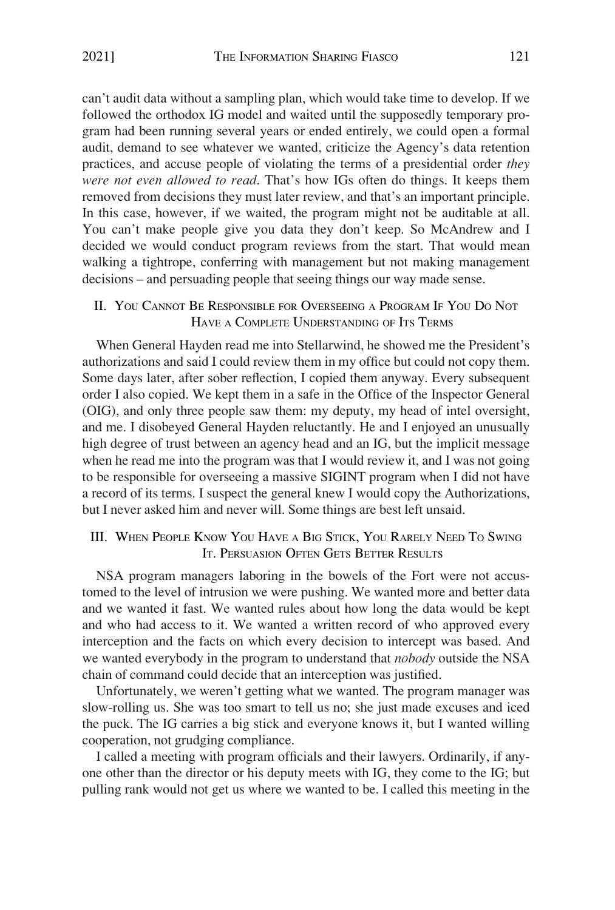can't audit data without a sampling plan, which would take time to develop. If we followed the orthodox IG model and waited until the supposedly temporary program had been running several years or ended entirely, we could open a formal audit, demand to see whatever we wanted, criticize the Agency's data retention practices, and accuse people of violating the terms of a presidential order *they were not even allowed to read*. That's how IGs often do things. It keeps them removed from decisions they must later review, and that's an important principle. In this case, however, if we waited, the program might not be auditable at all. You can't make people give you data they don't keep. So McAndrew and I decided we would conduct program reviews from the start. That would mean walking a tightrope, conferring with management but not making management decisions – and persuading people that seeing things our way made sense.

## II. You Cannot Be Responsible for Overseeing a Program If You Do Not Have a Complete Understanding of Its Terms

When General Hayden read me into Stellarwind, he showed me the President's authorizations and said I could review them in my office but could not copy them. Some days later, after sober reflection, I copied them anyway. Every subsequent order I also copied. We kept them in a safe in the Office of the Inspector General (OIG), and only three people saw them: my deputy, my head of intel oversight, and me. I disobeyed General Hayden reluctantly. He and I enjoyed an unusually high degree of trust between an agency head and an IG, but the implicit message when he read me into the program was that I would review it, and I was not going to be responsible for overseeing a massive SIGINT program when I did not have a record of its terms. I suspect the general knew I would copy the Authorizations, but I never asked him and never will. Some things are best left unsaid.

## III. When People Know You Have a Big Stick, You Rarely Need To Swing It. Persuasion Often Gets Better Results

NSA program managers laboring in the bowels of the Fort were not accustomed to the level of intrusion we were pushing. We wanted more and better data and we wanted it fast. We wanted rules about how long the data would be kept and who had access to it. We wanted a written record of who approved every interception and the facts on which every decision to intercept was based. And we wanted everybody in the program to understand that *nobody* outside the NSA chain of command could decide that an interception was justified.

Unfortunately, we weren't getting what we wanted. The program manager was slow-rolling us. She was too smart to tell us no; she just made excuses and iced the puck. The IG carries a big stick and everyone knows it, but I wanted willing cooperation, not grudging compliance.

I called a meeting with program officials and their lawyers. Ordinarily, if anyone other than the director or his deputy meets with IG, they come to the IG; but pulling rank would not get us where we wanted to be. I called this meeting in the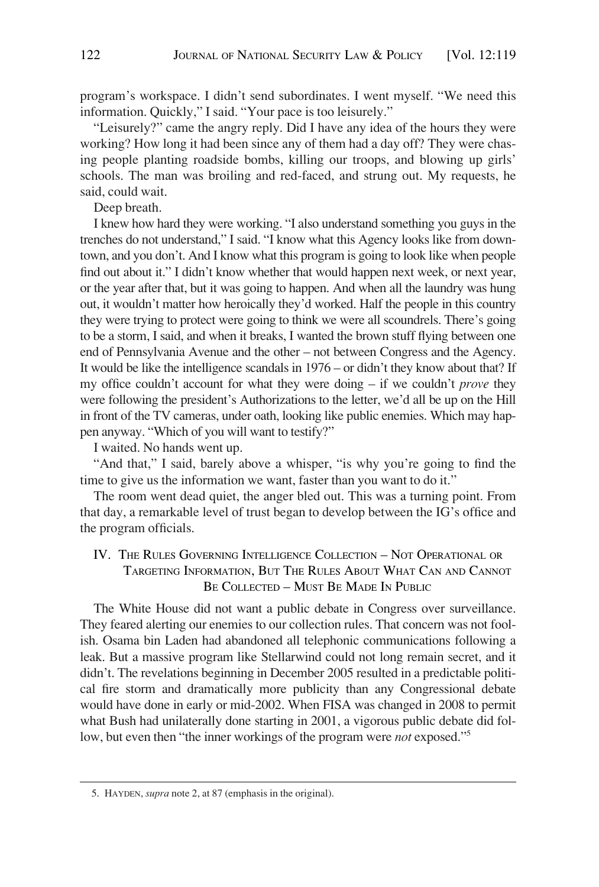program's workspace. I didn't send subordinates. I went myself. "We need this information. Quickly," I said. "Your pace is too leisurely."

"Leisurely?" came the angry reply. Did I have any idea of the hours they were working? How long it had been since any of them had a day off? They were chasing people planting roadside bombs, killing our troops, and blowing up girls' schools. The man was broiling and red-faced, and strung out. My requests, he said, could wait.

Deep breath.

I knew how hard they were working. "I also understand something you guys in the trenches do not understand," I said. "I know what this Agency looks like from downtown, and you don't. And I know what this program is going to look like when people find out about it." I didn't know whether that would happen next week, or next year, or the year after that, but it was going to happen. And when all the laundry was hung out, it wouldn't matter how heroically they'd worked. Half the people in this country they were trying to protect were going to think we were all scoundrels. There's going to be a storm, I said, and when it breaks, I wanted the brown stuff flying between one end of Pennsylvania Avenue and the other – not between Congress and the Agency. It would be like the intelligence scandals in 1976 – or didn't they know about that? If my office couldn't account for what they were doing – if we couldn't *prove* they were following the president's Authorizations to the letter, we'd all be up on the Hill in front of the TV cameras, under oath, looking like public enemies. Which may happen anyway. "Which of you will want to testify?"

I waited. No hands went up.

"And that," I said, barely above a whisper, "is why you're going to find the time to give us the information we want, faster than you want to do it."

The room went dead quiet, the anger bled out. This was a turning point. From that day, a remarkable level of trust began to develop between the IG's office and the program officials.

## IV. The Rules Governing Intelligence Collection – Not Operational or Targeting Information, But The Rules About What Can and Cannot Be Collected – Must Be Made In Public

The White House did not want a public debate in Congress over surveillance. They feared alerting our enemies to our collection rules. That concern was not foolish. Osama bin Laden had abandoned all telephonic communications following a leak. But a massive program like Stellarwind could not long remain secret, and it didn't. The revelations beginning in December 2005 resulted in a predictable political fire storm and dramatically more publicity than any Congressional debate would have done in early or mid-2002. When FISA was changed in 2008 to permit what Bush had unilaterally done starting in 2001, a vigorous public debate did follow, but even then "the inner workings of the program were *not* exposed."[5]

5. HAYDEN, *supra* note 2, at 87 (emphasis in the original).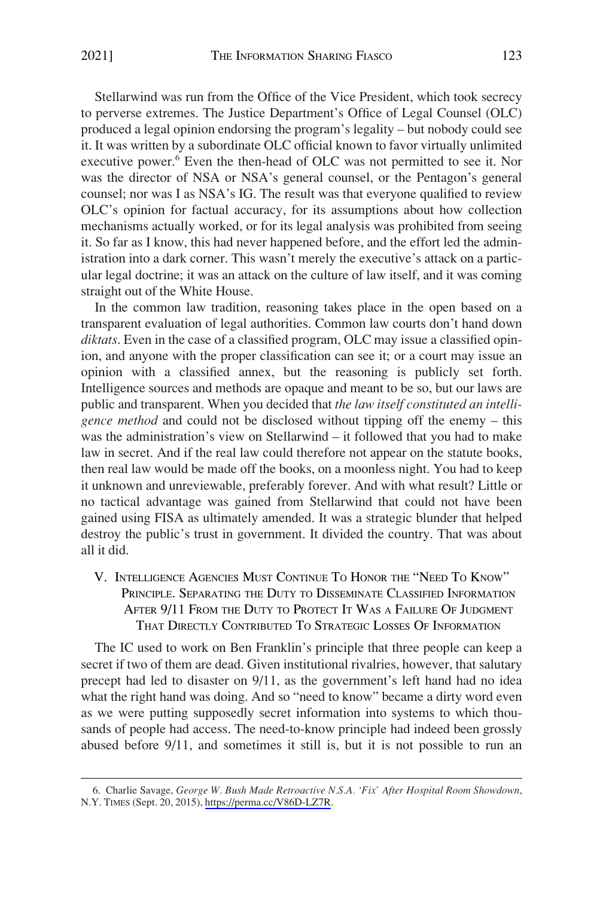Stellarwind was run from the Office of the Vice President, which took secrecy to perverse extremes. The Justice Department's Office of Legal Counsel (OLC) produced a legal opinion endorsing the program's legality – but nobody could see it. It was written by a subordinate OLC official known to favor virtually unlimited executive power.[6] Even the then-head of OLC was not permitted to see it. Nor was the director of NSA or NSA's general counsel, or the Pentagon's general counsel; nor was I as NSA's IG. The result was that everyone qualified to review OLC's opinion for factual accuracy, for its assumptions about how collection mechanisms actually worked, or for its legal analysis was prohibited from seeing it. So far as I know, this had never happened before, and the effort led the administration into a dark corner. This wasn't merely the executive's attack on a particular legal doctrine; it was an attack on the culture of law itself, and it was coming straight out of the White House.

In the common law tradition, reasoning takes place in the open based on a transparent evaluation of legal authorities. Common law courts don't hand down *diktats*. Even in the case of a classified program, OLC may issue a classified opinion, and anyone with the proper classification can see it; or a court may issue an opinion with a classified annex, but the reasoning is publicly set forth. Intelligence sources and methods are opaque and meant to be so, but our laws are public and transparent. When you decided that *the law itself constituted an intelligence method* and could not be disclosed without tipping off the enemy – this was the administration's view on Stellarwind – it followed that you had to make law in secret. And if the real law could therefore not appear on the statute books, then real law would be made off the books, on a moonless night. You had to keep it unknown and unreviewable, preferably forever. And with what result? Little or no tactical advantage was gained from Stellarwind that could not have been gained using FISA as ultimately amended. It was a strategic blunder that helped destroy the public's trust in government. It divided the country. That was about all it did.

## V. Intelligence Agencies Must Continue To Honor the "Need To Know" Principle. Separating the Duty to Disseminate Classified Information After 9/11 From the Duty to Protect It Was a Failure Of Judgment That Directly Contributed To Strategic Losses Of Information

The IC used to work on Ben Franklin's principle that three people can keep a secret if two of them are dead. Given institutional rivalries, however, that salutary precept had led to disaster on 9/11, as the government's left hand had no idea what the right hand was doing. And so "need to know" became a dirty word even as we were putting supposedly secret information into systems to which thousands of people had access. The need-to-know principle had indeed been grossly abused before 9/11, and sometimes it still is, but it is not possible to run an

6. Charlie Savage, *George W. Bush Made Retroactive N.S.A. 'Fix' After Hospital Room Showdown*, N.Y. TIMES (Sept. 20, 2015), https://perma.cc/V86D-LZ7R.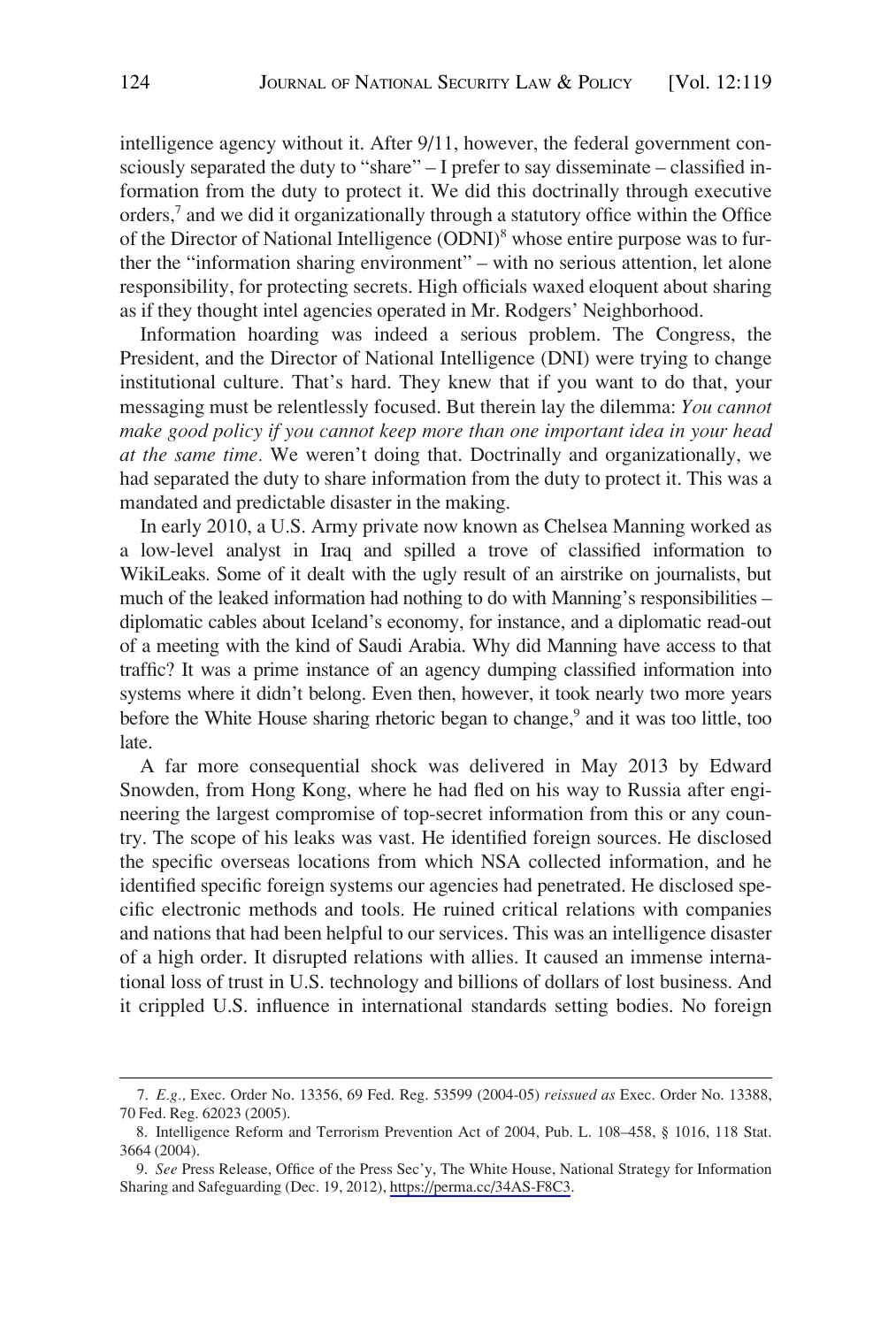intelligence agency without it. After 9/11, however, the federal government consciously separated the duty to "share" – I prefer to say disseminate – classified information from the duty to protect it. We did this doctrinally through executive orders,[7] and we did it organizationally through a statutory office within the Office of the Director of National Intelligence (ODNI)[8] whose entire purpose was to further the "information sharing environment" – with no serious attention, let alone responsibility, for protecting secrets. High officials waxed eloquent about sharing as if they thought intel agencies operated in Mr. Rodgers' Neighborhood.

Information hoarding was indeed a serious problem. The Congress, the President, and the Director of National Intelligence (DNI) were trying to change institutional culture. That's hard. They knew that if you want to do that, your messaging must be relentlessly focused. But therein lay the dilemma: *You cannot make good policy if you cannot keep more than one important idea in your head at the same time.* We weren't doing that. Doctrinally and organizationally, we had separated the duty to share information from the duty to protect it. This was a mandated and predictable disaster in the making.

In early 2010, a U.S. Army private now known as Chelsea Manning worked as a low-level analyst in Iraq and spilled a trove of classified information to WikiLeaks. Some of it dealt with the ugly result of an airstrike on journalists, but much of the leaked information had nothing to do with Manning's responsibilities – diplomatic cables about Iceland's economy, for instance, and a diplomatic read-out of a meeting with the kind of Saudi Arabia. Why did Manning have access to that traffic? It was a prime instance of an agency dumping classified information into systems where it didn't belong. Even then, however, it took nearly two more years before the White House sharing rhetoric began to change,[9] and it was too little, too late.

A far more consequential shock was delivered in May 2013 by Edward Snowden, from Hong Kong, where he had fled on his way to Russia after engineering the largest compromise of top-secret information from this or any country. The scope of his leaks was vast. He identified foreign sources. He disclosed the specific overseas locations from which NSA collected information, and he identified specific foreign systems our agencies had penetrated. He disclosed specific electronic methods and tools. He ruined critical relations with companies and nations that had been helpful to our services. This was an intelligence disaster of a high order. It disrupted relations with allies. It caused an immense international loss of trust in U.S. technology and billions of dollars of lost business. And it crippled U.S. influence in international standards setting bodies. No foreign

---

7. *E.g.,* Exec. Order No. 13356, 69 Fed. Reg. 53599 (2004-05) *reissued as* Exec. Order No. 13388, 70 Fed. Reg. 62023 (2005).

8. Intelligence Reform and Terrorism Prevention Act of 2004, Pub. L. 108–458, § 1016, 118 Stat. 3664 (2004).

9. *See* Press Release, Office of the Press Sec'y, The White House, National Strategy for Information Sharing and Safeguarding (Dec. 19, 2012), https://perma.cc/34AS-F8C3.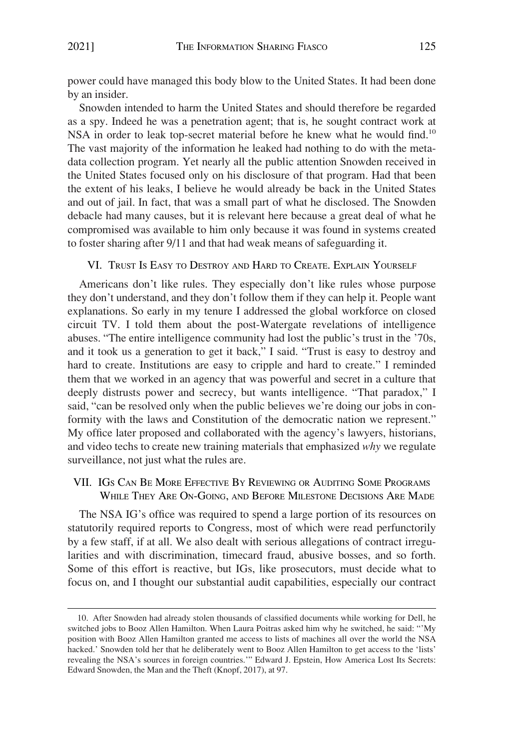power could have managed this body blow to the United States. It had been done by an insider.

Snowden intended to harm the United States and should therefore be regarded as a spy. Indeed he was a penetration agent; that is, he sought contract work at NSA in order to leak top-secret material before he knew what he would find.[10] The vast majority of the information he leaked had nothing to do with the metadata collection program. Yet nearly all the public attention Snowden received in the United States focused only on his disclosure of that program. Had that been the extent of his leaks, I believe he would already be back in the United States and out of jail. In fact, that was a small part of what he disclosed. The Snowden debacle had many causes, but it is relevant here because a great deal of what he compromised was available to him only because it was found in systems created to foster sharing after 9/11 and that had weak means of safeguarding it.

## VI. Trust Is Easy to Destroy and Hard to Create. Explain Yourself

Americans don't like rules. They especially don't like rules whose purpose they don't understand, and they don't follow them if they can help it. People want explanations. So early in my tenure I addressed the global workforce on closed circuit TV. I told them about the post-Watergate revelations of intelligence abuses. "The entire intelligence community had lost the public's trust in the '70s, and it took us a generation to get it back," I said. "Trust is easy to destroy and hard to create. Institutions are easy to cripple and hard to create." I reminded them that we worked in an agency that was powerful and secret in a culture that deeply distrusts power and secrecy, but wants intelligence. "That paradox," I said, "can be resolved only when the public believes we're doing our jobs in conformity with the laws and Constitution of the democratic nation we represent." My office later proposed and collaborated with the agency's lawyers, historians, and video techs to create new training materials that emphasized *why* we regulate surveillance, not just what the rules are.

## VII. IGs Can Be More Effective By Reviewing or Auditing Some Programs While They Are On-Going, and Before Milestone Decisions Are Made

The NSA IG's office was required to spend a large portion of its resources on statutorily required reports to Congress, most of which were read perfunctorily by a few staff, if at all. We also dealt with serious allegations of contract irregularities and with discrimination, timecard fraud, abusive bosses, and so forth. Some of this effort is reactive, but IGs, like prosecutors, must decide what to focus on, and I thought our substantial audit capabilities, especially our contract

---

10. After Snowden had already stolen thousands of classified documents while working for Dell, he switched jobs to Booz Allen Hamilton. When Laura Poitras asked him why he switched, he said: "'My position with Booz Allen Hamilton granted me access to lists of machines all over the world the NSA hacked.' Snowden told her that he deliberately went to Booz Allen Hamilton to get access to the 'lists' revealing the NSA's sources in foreign countries.'" Edward J. Epstein, How America Lost Its Secrets: Edward Snowden, the Man and the Theft (Knopf, 2017), at 97.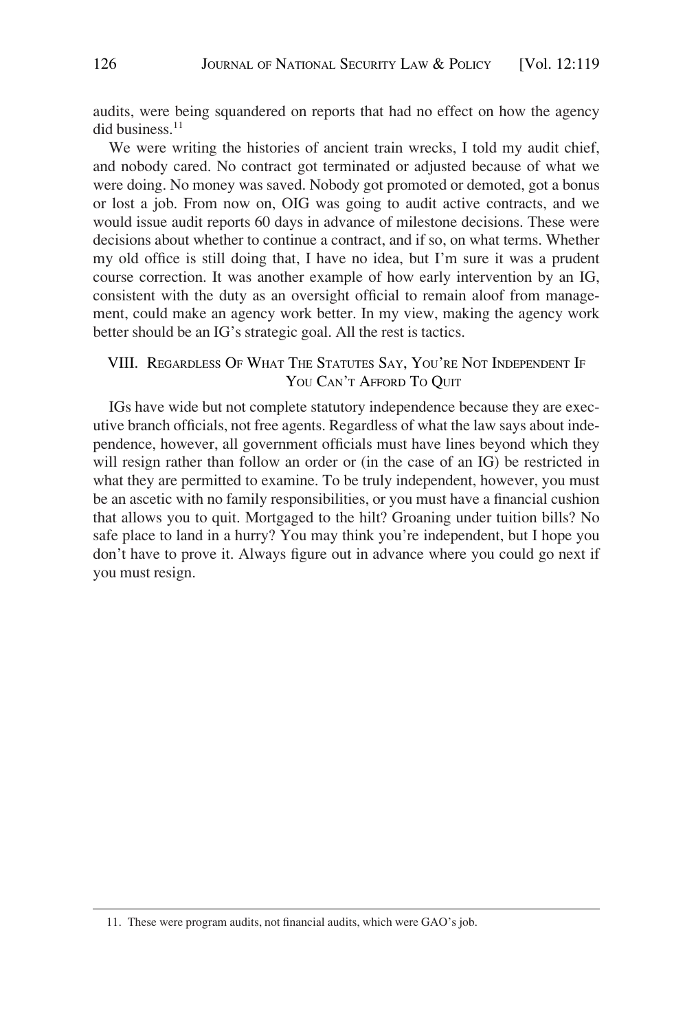audits, were being squandered on reports that had no effect on how the agency did business.[11]

We were writing the histories of ancient train wrecks, I told my audit chief, and nobody cared. No contract got terminated or adjusted because of what we were doing. No money was saved. Nobody got promoted or demoted, got a bonus or lost a job. From now on, OIG was going to audit active contracts, and we would issue audit reports 60 days in advance of milestone decisions. These were decisions about whether to continue a contract, and if so, on what terms. Whether my old office is still doing that, I have no idea, but I'm sure it was a prudent course correction. It was another example of how early intervention by an IG, consistent with the duty as an oversight official to remain aloof from management, could make an agency work better. In my view, making the agency work better should be an IG's strategic goal. All the rest is tactics.

## VIII. Regardless Of What The Statutes Say, You're Not Independent If You Can't Afford To Quit

IGs have wide but not complete statutory independence because they are executive branch officials, not free agents. Regardless of what the law says about independence, however, all government officials must have lines beyond which they will resign rather than follow an order or (in the case of an IG) be restricted in what they are permitted to examine. To be truly independent, however, you must be an ascetic with no family responsibilities, or you must have a financial cushion that allows you to quit. Mortgaged to the hilt? Groaning under tuition bills? No safe place to land in a hurry? You may think you're independent, but I hope you don't have to prove it. Always figure out in advance where you could go next if you must resign.

11. These were program audits, not financial audits, which were GAO's job.